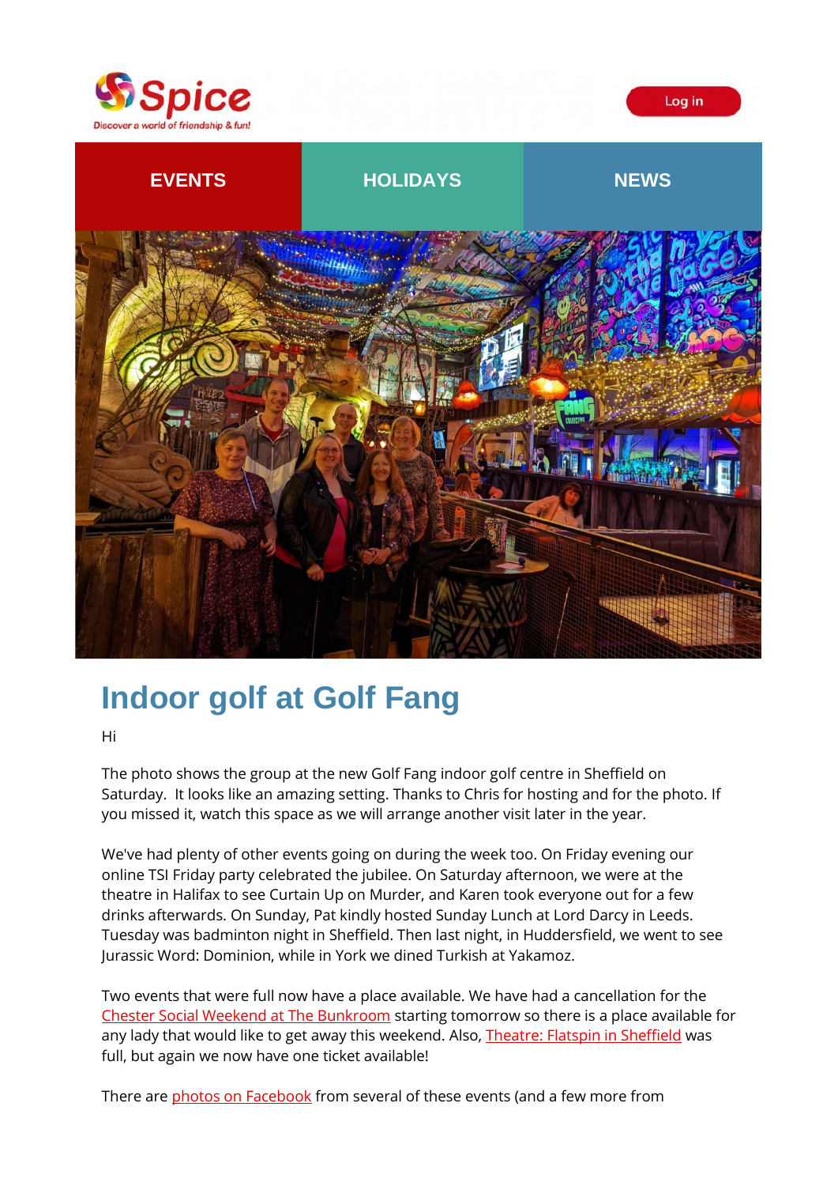Spice

Discover a world of friendship & fun!

Log in

**EVENTS** | **HOLIDAYS** | **NEWS**

# Indoor golf at Golf Fang

Hi

The photo shows the group at the new Golf Fang indoor golf centre in Sheffield on Saturday. It looks like an amazing setting. Thanks to Chris for hosting and for the photo. If you missed it, watch this space as we will arrange another visit later in the year.

We've had plenty of other events going on during the week too. On Friday evening our online TSI Friday party celebrated the jubilee. On Saturday afternoon, we were at the theatre in Halifax to see Curtain Up on Murder, and Karen took everyone out for a few drinks afterwards. On Sunday, Pat kindly hosted Sunday Lunch at Lord Darcy in Leeds. Tuesday was badminton night in Sheffield. Then last night, in Huddersfield, we went to see Jurassic Word: Dominion, while in York we dined Turkish at Yakamoz.

Two events that were full now have a place available. We have had a cancellation for the Chester Social Weekend at The Bunkroom starting tomorrow so there is a place available for any lady that would like to get away this weekend. Also, Theatre: Flatspin in Sheffield was full, but again we now have one ticket available!

There are photos on Facebook from several of these events (and a few more from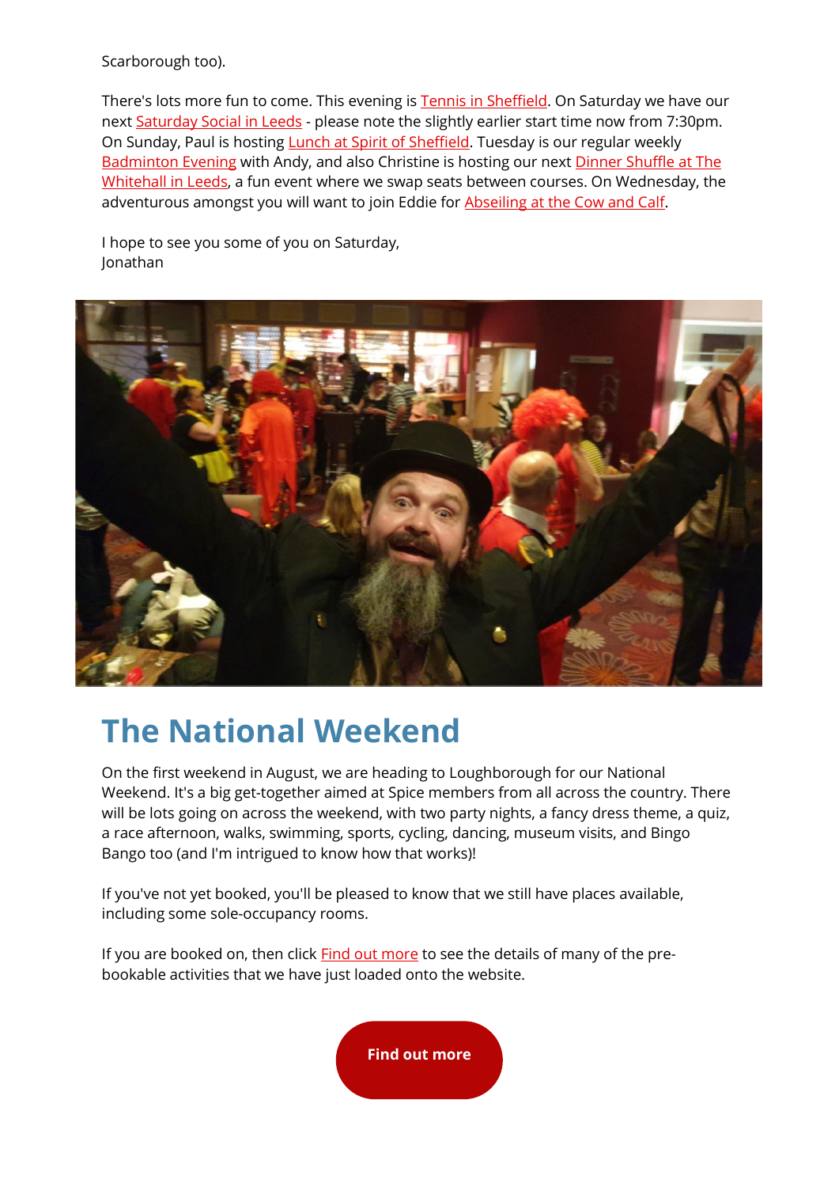Scarborough too).

There's lots more fun to come. This evening is Tennis in Sheffield. On Saturday we have our next Saturday Social in Leeds - please note the slightly earlier start time now from 7:30pm. On Sunday, Paul is hosting Lunch at Spirit of Sheffield. Tuesday is our regular weekly Badminton Evening with Andy, and also Christine is hosting our next Dinner Shuffle at The Whitehall in Leeds, a fun event where we swap seats between courses. On Wednesday, the adventurous amongst you will want to join Eddie for Abseiling at the Cow and Calf.

I hope to see you some of you on Saturday,
Jonathan

# The National Weekend

On the first weekend in August, we are heading to Loughborough for our National Weekend. It's a big get-together aimed at Spice members from all across the country. There will be lots going on across the weekend, with two party nights, a fancy dress theme, a quiz, a race afternoon, walks, swimming, sports, cycling, dancing, museum visits, and Bingo Bango too (and I'm intrigued to know how that works)!

If you've not yet booked, you'll be pleased to know that we still have places available, including some sole-occupancy rooms.

If you are booked on, then click Find out more to see the details of many of the pre-bookable activities that we have just loaded onto the website.

**Find out more**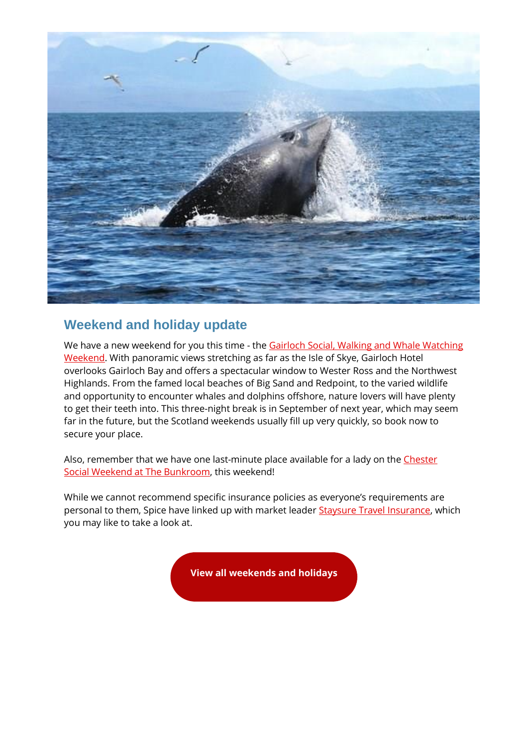## Weekend and holiday update

We have a new weekend for you this time - the Gairloch Social, Walking and Whale Watching Weekend. With panoramic views stretching as far as the Isle of Skye, Gairloch Hotel overlooks Gairloch Bay and offers a spectacular window to Wester Ross and the Northwest Highlands. From the famed local beaches of Big Sand and Redpoint, to the varied wildlife and opportunity to encounter whales and dolphins offshore, nature lovers will have plenty to get their teeth into. This three-night break is in September of next year, which may seem far in the future, but the Scotland weekends usually fill up very quickly, so book now to secure your place.

Also, remember that we have one last-minute place available for a lady on the Chester Social Weekend at The Bunkroom, this weekend!

While we cannot recommend specific insurance policies as everyone's requirements are personal to them, Spice have linked up with market leader Staysure Travel Insurance, which you may like to take a look at.

**View all weekends and holidays**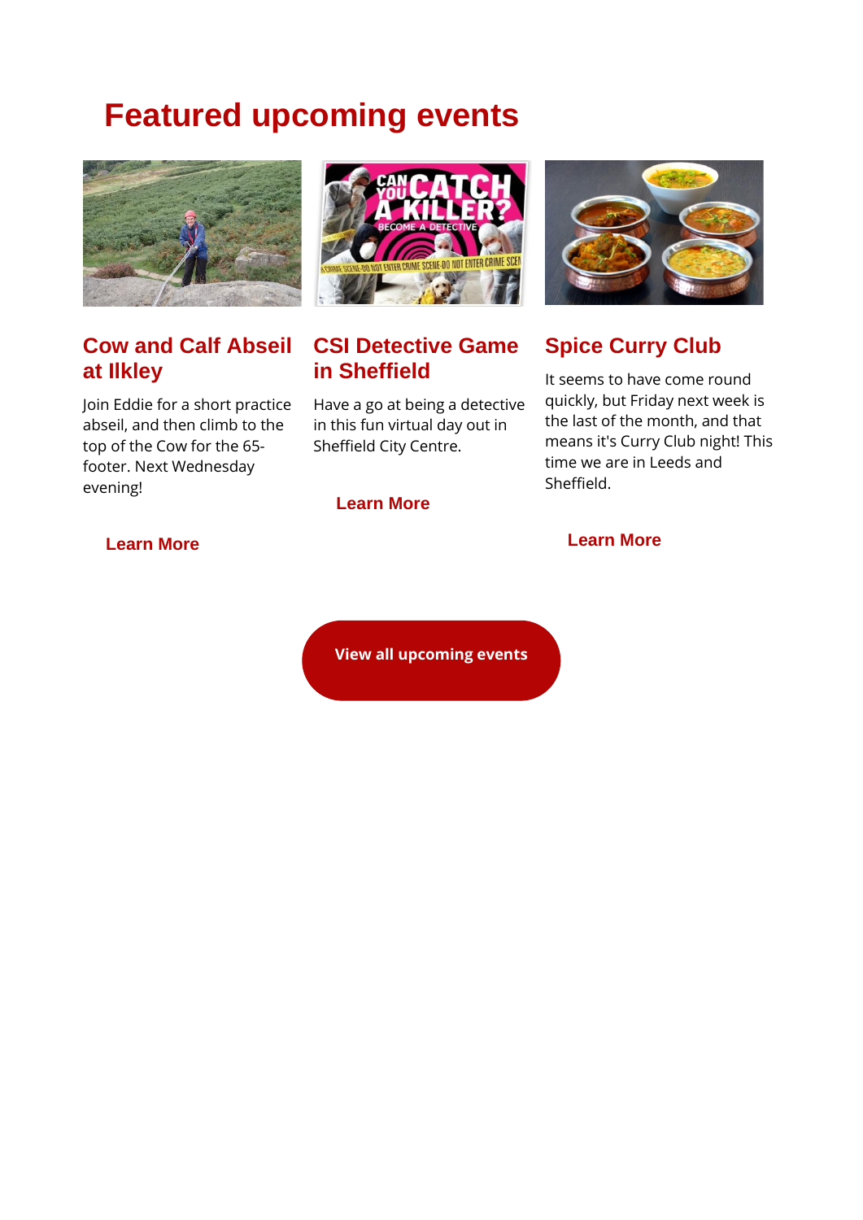# Featured upcoming events

## Cow and Calf Abseil at Ilkley

Join Eddie for a short practice abseil, and then climb to the top of the Cow for the 65-footer. Next Wednesday evening!

**Learn More**

## CSI Detective Game in Sheffield

Have a go at being a detective in this fun virtual day out in Sheffield City Centre.

**Learn More**

## Spice Curry Club

It seems to have come round quickly, but Friday next week is the last of the month, and that means it's Curry Club night! This time we are in Leeds and Sheffield.

**Learn More**

**View all upcoming events**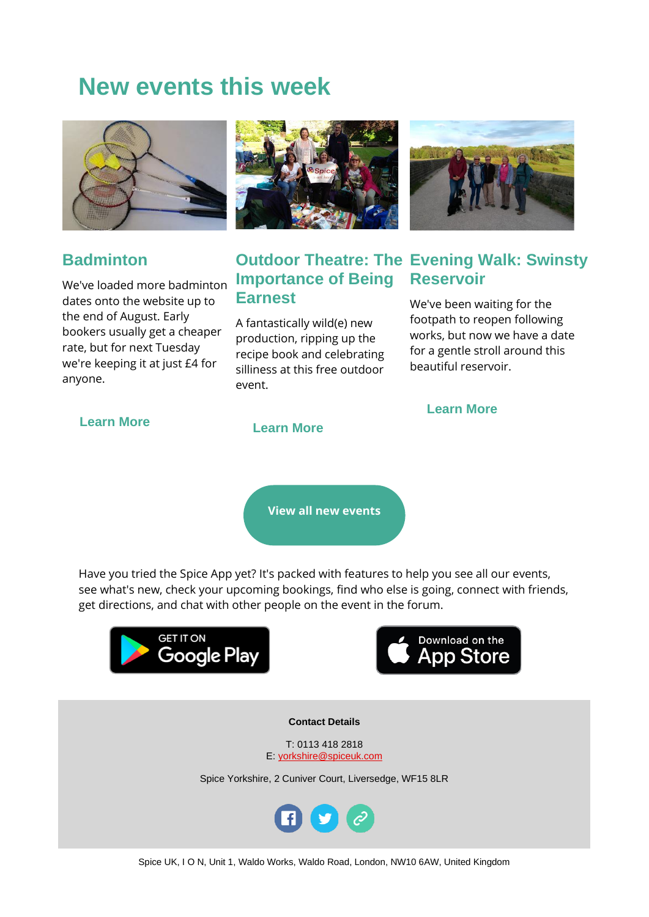# New events this week

## Badminton

We've loaded more badminton dates onto the website up to the end of August. Early bookers usually get a cheaper rate, but for next Tuesday we're keeping it at just £4 for anyone.

**Learn More**

## Outdoor Theatre: The Importance of Being Earnest

A fantastically wild(e) new production, ripping up the recipe book and celebrating silliness at this free outdoor event.

**Learn More**

## Evening Walk: Swinsty Reservoir

We've been waiting for the footpath to reopen following works, but now we have a date for a gentle stroll around this beautiful reservoir.

**Learn More**

**View all new events**

Have you tried the Spice App yet? It's packed with features to help you see all our events, see what's new, check your upcoming bookings, find who else is going, connect with friends, get directions, and chat with other people on the event in the forum.

GET IT ON Google Play

Download on the App Store

**Contact Details**

T: 0113 418 2818
E: yorkshire@spiceuk.com

Spice Yorkshire, 2 Cuniver Court, Liversedge, WF15 8LR

Spice UK, I O N, Unit 1, Waldo Works, Waldo Road, London, NW10 6AW, United Kingdom